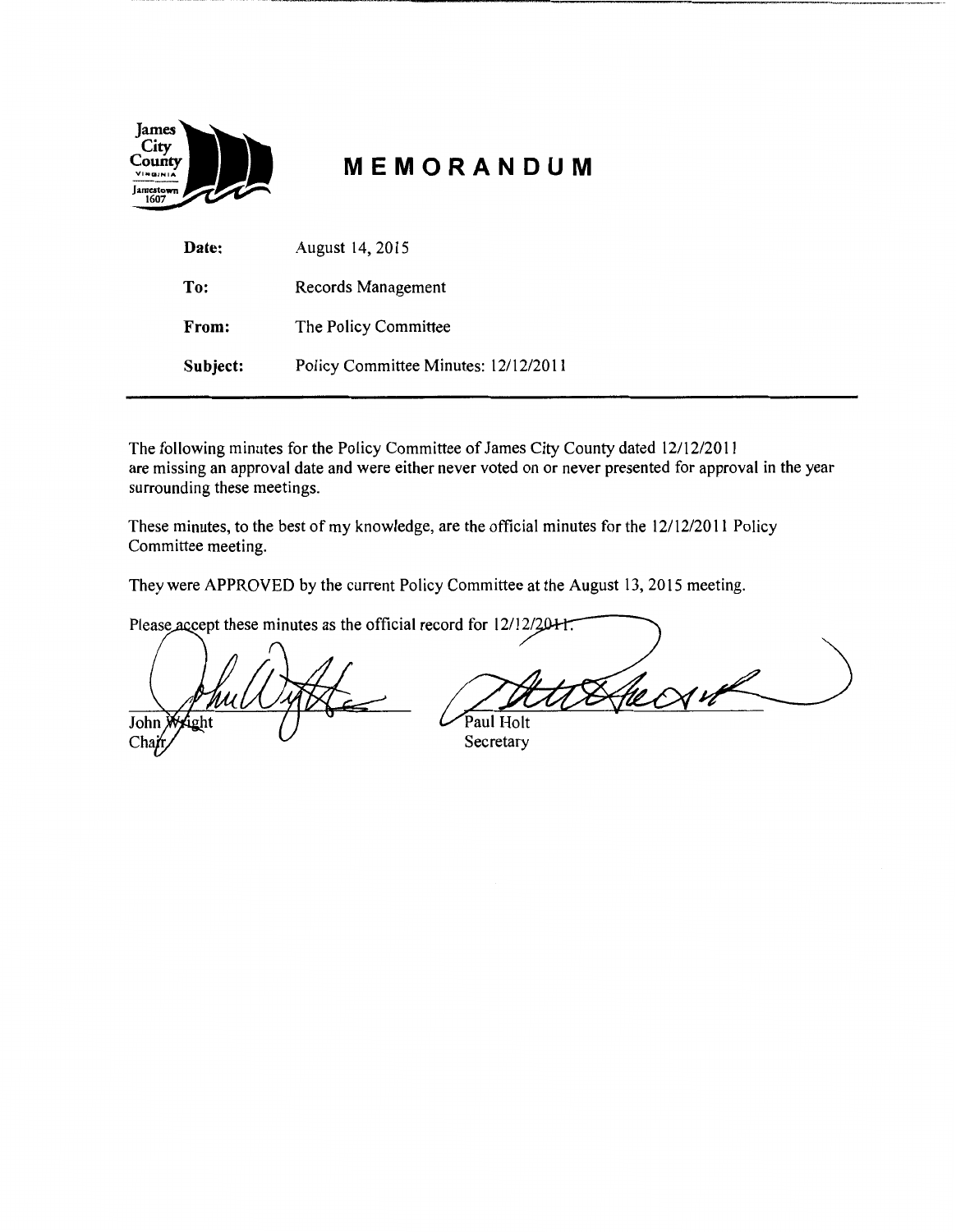# MEMORANDUM

| | |
|---|---|
| **Date:** | August 14, 2015 |
| **To:** | Records Management |
| **From:** | The Policy Committee |
| **Subject:** | Policy Committee Minutes: 12/12/2011 |

The following minutes for the Policy Committee of James City County dated 12/12/2011 are missing an approval date and were either never voted on or never presented for approval in the year surrounding these meetings.

These minutes, to the best of my knowledge, are the official minutes for the 12/12/2011 Policy Committee meeting.

They were APPROVED by the current Policy Committee at the August 13, 2015 meeting.

Please accept these minutes as the official record for 12/12/2011.

John Wright
Chair

Paul Holt
Secretary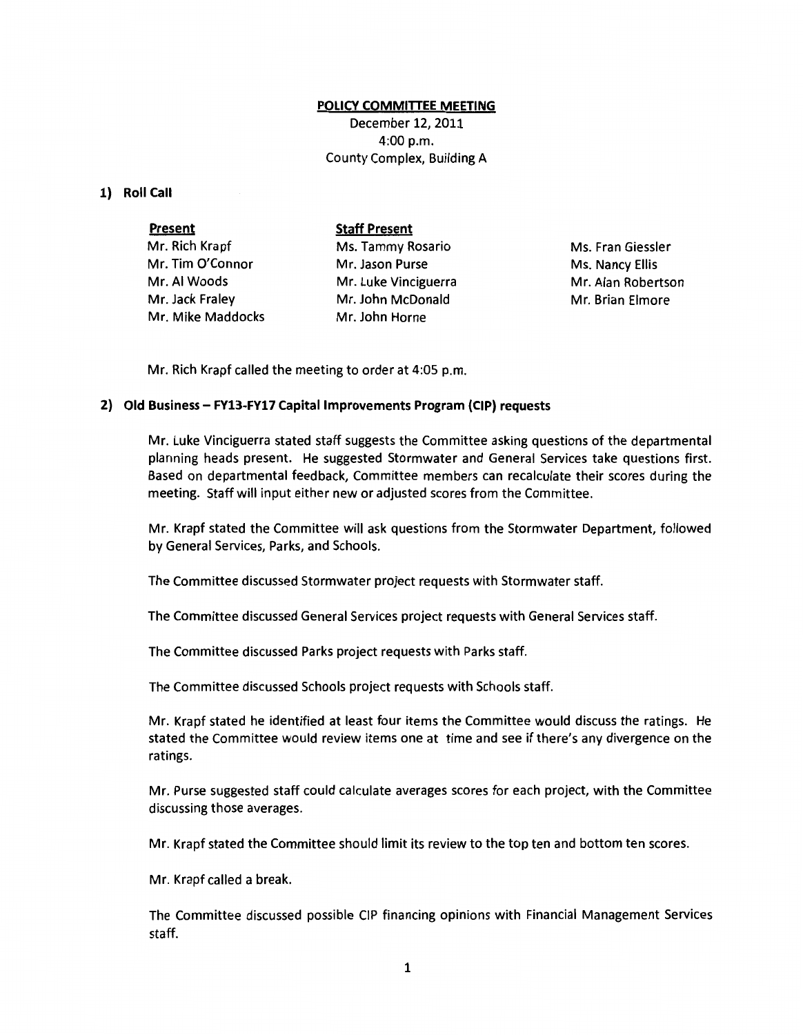**POLICY COMMITTEE MEETING**

December 12, 2011
4:00 p.m.
County Complex, Building A

## 1) Roll Call

| Present | Staff Present | |
|---|---|---|
| Mr. Rich Krapf | Ms. Tammy Rosario | Ms. Fran Giessler |
| Mr. Tim O'Connor | Mr. Jason Purse | Ms. Nancy Ellis |
| Mr. Al Woods | Mr. Luke Vinciguerra | Mr. Alan Robertson |
| Mr. Jack Fraley | Mr. John McDonald | Mr. Brian Elmore |
| Mr. Mike Maddocks | Mr. John Horne | |

Mr. Rich Krapf called the meeting to order at 4:05 p.m.

## 2) Old Business – FY13-FY17 Capital Improvements Program (CIP) requests

Mr. Luke Vinciguerra stated staff suggests the Committee asking questions of the departmental planning heads present. He suggested Stormwater and General Services take questions first. Based on departmental feedback, Committee members can recalculate their scores during the meeting. Staff will input either new or adjusted scores from the Committee.

Mr. Krapf stated the Committee will ask questions from the Stormwater Department, followed by General Services, Parks, and Schools.

The Committee discussed Stormwater project requests with Stormwater staff.

The Committee discussed General Services project requests with General Services staff.

The Committee discussed Parks project requests with Parks staff.

The Committee discussed Schools project requests with Schools staff.

Mr. Krapf stated he identified at least four items the Committee would discuss the ratings. He stated the Committee would review items one at time and see if there's any divergence on the ratings.

Mr. Purse suggested staff could calculate averages scores for each project, with the Committee discussing those averages.

Mr. Krapf stated the Committee should limit its review to the top ten and bottom ten scores.

Mr. Krapf called a break.

The Committee discussed possible CIP financing opinions with Financial Management Services staff.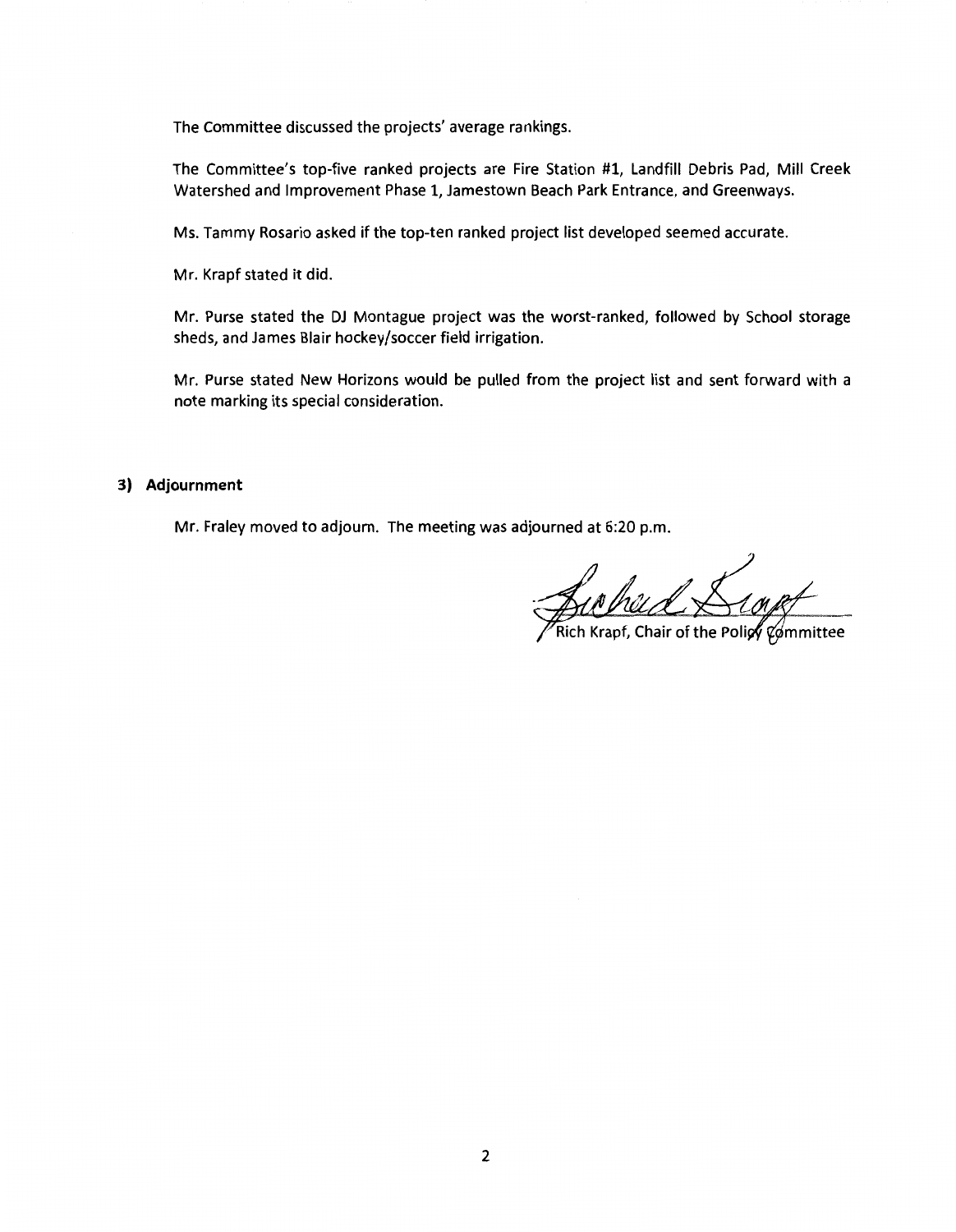The Committee discussed the projects' average rankings.

The Committee's top-five ranked projects are Fire Station #1, Landfill Debris Pad, Mill Creek Watershed and Improvement Phase 1, Jamestown Beach Park Entrance, and Greenways.

Ms. Tammy Rosario asked if the top-ten ranked project list developed seemed accurate.

Mr. Krapf stated it did.

Mr. Purse stated the DJ Montague project was the worst-ranked, followed by School storage sheds, and James Blair hockey/soccer field irrigation.

Mr. Purse stated New Horizons would be pulled from the project list and sent forward with a note marking its special consideration.

### 3) Adjournment

Mr. Fraley moved to adjourn. The meeting was adjourned at 6:20 p.m.

Rich Krapf, Chair of the Policy Committee